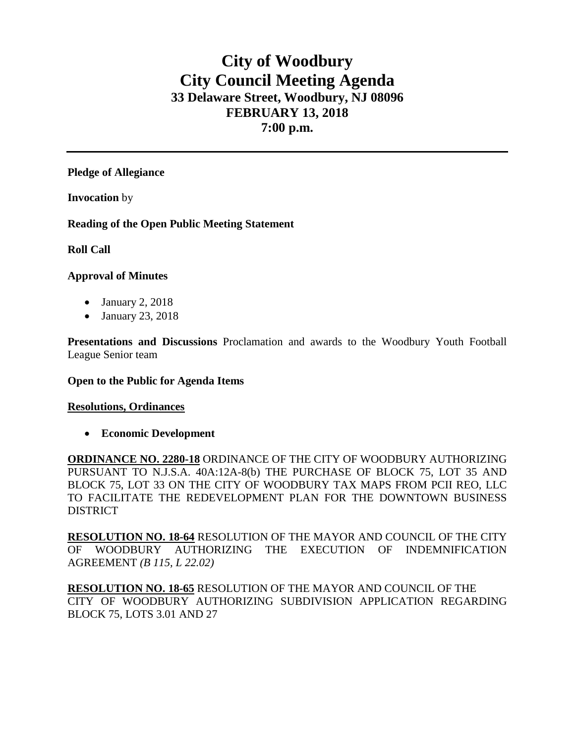# City of Woodbury
# City Council Meeting Agenda
## 33 Delaware Street, Woodbury, NJ 08096
## FEBRUARY 13, 2018
## 7:00 p.m.

---

**Pledge of Allegiance**

**Invocation** by

**Reading of the Open Public Meeting Statement**

**Roll Call**

**Approval of Minutes**

- January 2, 2018
- January 23, 2018

**Presentations and Discussions** Proclamation and awards to the Woodbury Youth Football League Senior team

**Open to the Public for Agenda Items**

**Resolutions, Ordinances**

- **Economic Development**

**ORDINANCE NO. 2280-18** ORDINANCE OF THE CITY OF WOODBURY AUTHORIZING PURSUANT TO N.J.S.A. 40A:12A-8(b) THE PURCHASE OF BLOCK 75, LOT 35 AND BLOCK 75, LOT 33 ON THE CITY OF WOODBURY TAX MAPS FROM PCII REO, LLC TO FACILITATE THE REDEVELOPMENT PLAN FOR THE DOWNTOWN BUSINESS DISTRICT

**RESOLUTION NO. 18-64** RESOLUTION OF THE MAYOR AND COUNCIL OF THE CITY OF WOODBURY AUTHORIZING THE EXECUTION OF INDEMNIFICATION AGREEMENT *(B 115, L 22.02)*

**RESOLUTION NO. 18-65** RESOLUTION OF THE MAYOR AND COUNCIL OF THE CITY OF WOODBURY AUTHORIZING SUBDIVISION APPLICATION REGARDING BLOCK 75, LOTS 3.01 AND 27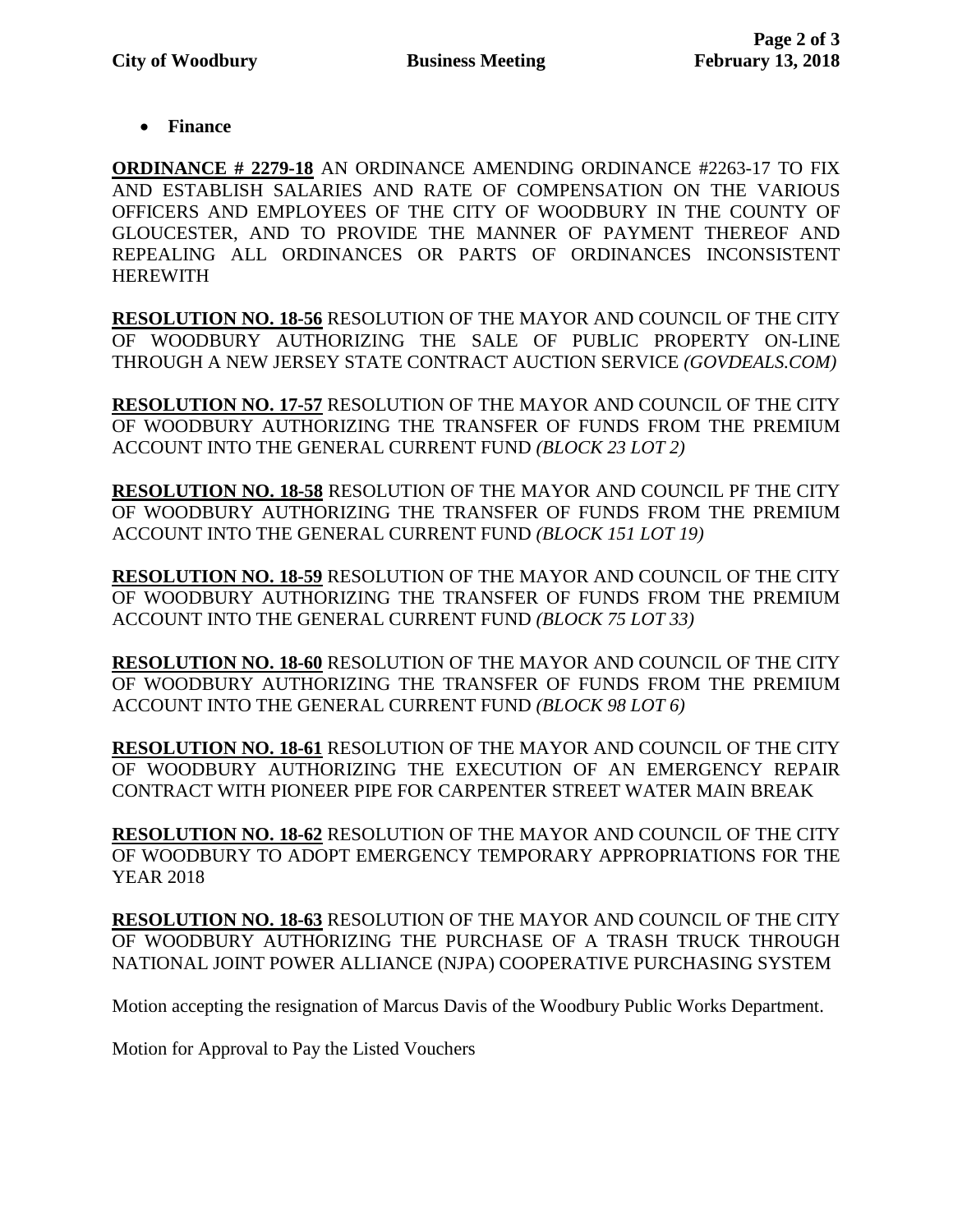- **Finance**

**<u>ORDINANCE # 2279-18</u>** AN ORDINANCE AMENDING ORDINANCE #2263-17 TO FIX AND ESTABLISH SALARIES AND RATE OF COMPENSATION ON THE VARIOUS OFFICERS AND EMPLOYEES OF THE CITY OF WOODBURY IN THE COUNTY OF GLOUCESTER, AND TO PROVIDE THE MANNER OF PAYMENT THEREOF AND REPEALING ALL ORDINANCES OR PARTS OF ORDINANCES INCONSISTENT HEREWITH

**<u>RESOLUTION NO. 18-56</u>** RESOLUTION OF THE MAYOR AND COUNCIL OF THE CITY OF WOODBURY AUTHORIZING THE SALE OF PUBLIC PROPERTY ON-LINE THROUGH A NEW JERSEY STATE CONTRACT AUCTION SERVICE *(GOVDEALS.COM)*

**<u>RESOLUTION NO. 17-57</u>** RESOLUTION OF THE MAYOR AND COUNCIL OF THE CITY OF WOODBURY AUTHORIZING THE TRANSFER OF FUNDS FROM THE PREMIUM ACCOUNT INTO THE GENERAL CURRENT FUND *(BLOCK 23 LOT 2)*

**<u>RESOLUTION NO. 18-58</u>** RESOLUTION OF THE MAYOR AND COUNCIL PF THE CITY OF WOODBURY AUTHORIZING THE TRANSFER OF FUNDS FROM THE PREMIUM ACCOUNT INTO THE GENERAL CURRENT FUND *(BLOCK 151 LOT 19)*

**<u>RESOLUTION NO. 18-59</u>** RESOLUTION OF THE MAYOR AND COUNCIL OF THE CITY OF WOODBURY AUTHORIZING THE TRANSFER OF FUNDS FROM THE PREMIUM ACCOUNT INTO THE GENERAL CURRENT FUND *(BLOCK 75 LOT 33)*

**<u>RESOLUTION NO. 18-60</u>** RESOLUTION OF THE MAYOR AND COUNCIL OF THE CITY OF WOODBURY AUTHORIZING THE TRANSFER OF FUNDS FROM THE PREMIUM ACCOUNT INTO THE GENERAL CURRENT FUND *(BLOCK 98 LOT 6)*

**<u>RESOLUTION NO. 18-61</u>** RESOLUTION OF THE MAYOR AND COUNCIL OF THE CITY OF WOODBURY AUTHORIZING THE EXECUTION OF AN EMERGENCY REPAIR CONTRACT WITH PIONEER PIPE FOR CARPENTER STREET WATER MAIN BREAK

**<u>RESOLUTION NO. 18-62</u>** RESOLUTION OF THE MAYOR AND COUNCIL OF THE CITY OF WOODBURY TO ADOPT EMERGENCY TEMPORARY APPROPRIATIONS FOR THE YEAR 2018

**<u>RESOLUTION NO. 18-63</u>** RESOLUTION OF THE MAYOR AND COUNCIL OF THE CITY OF WOODBURY AUTHORIZING THE PURCHASE OF A TRASH TRUCK THROUGH NATIONAL JOINT POWER ALLIANCE (NJPA) COOPERATIVE PURCHASING SYSTEM

Motion accepting the resignation of Marcus Davis of the Woodbury Public Works Department.

Motion for Approval to Pay the Listed Vouchers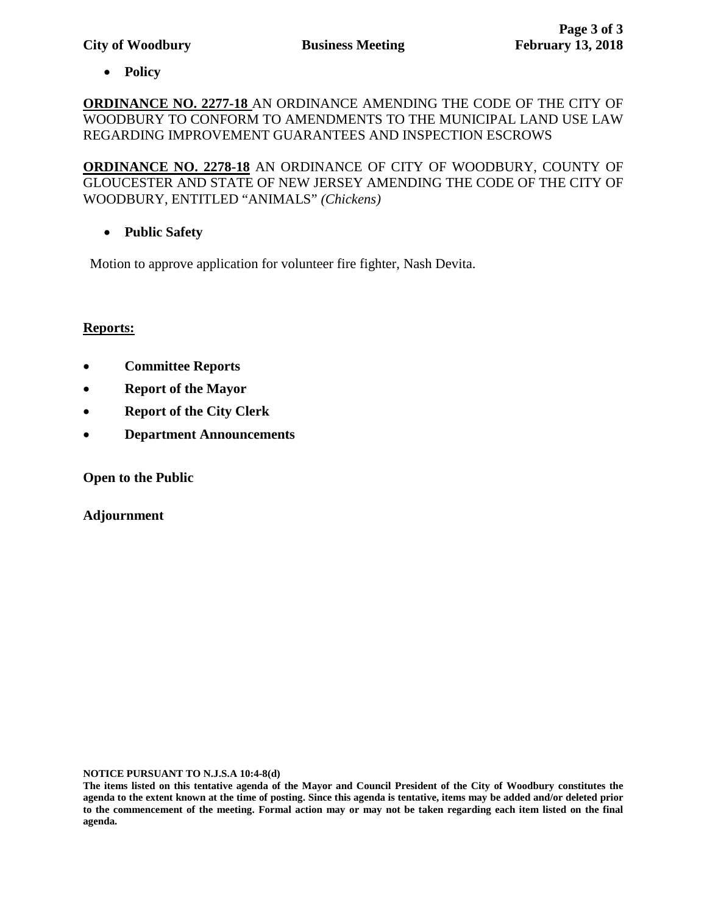- **Policy**

**ORDINANCE NO. 2277-18** AN ORDINANCE AMENDING THE CODE OF THE CITY OF WOODBURY TO CONFORM TO AMENDMENTS TO THE MUNICIPAL LAND USE LAW REGARDING IMPROVEMENT GUARANTEES AND INSPECTION ESCROWS

**ORDINANCE NO. 2278-18** AN ORDINANCE OF CITY OF WOODBURY, COUNTY OF GLOUCESTER AND STATE OF NEW JERSEY AMENDING THE CODE OF THE CITY OF WOODBURY, ENTITLED "ANIMALS" *(Chickens)*

- **Public Safety**

Motion to approve application for volunteer fire fighter, Nash Devita.

**Reports:**

- **Committee Reports**
- **Report of the Mayor**
- **Report of the City Clerk**
- **Department Announcements**

**Open to the Public**

**Adjournment**

**NOTICE PURSUANT TO N.J.S.A 10:4-8(d)**

**The items listed on this tentative agenda of the Mayor and Council President of the City of Woodbury constitutes the agenda to the extent known at the time of posting. Since this agenda is tentative, items may be added and/or deleted prior to the commencement of the meeting. Formal action may or may not be taken regarding each item listed on the final agenda.**